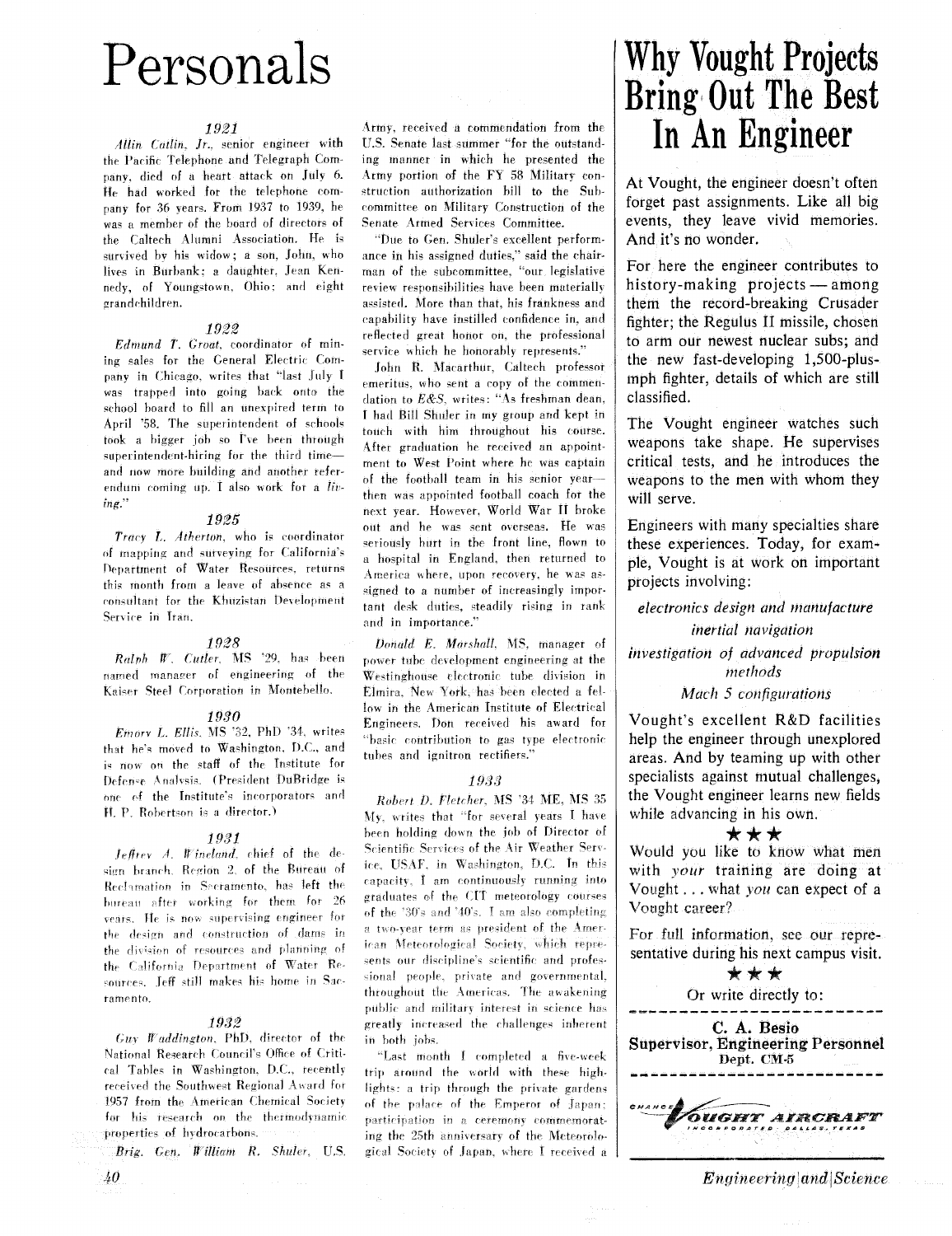# Personals

### 1921

*Allin Catlin, Jr.*, senior engineer with the Pacific Telephone and Telegraph Company, died of a heart attack on July 6. He had worked for the telephone company for 36 years. From 1937 to 1939, he was a member of the board of directors of the Caltech Alumni Association. He is survived by his widow; a son, John, who lives in Burbank; a daughter, Jean Kennedy, of Youngstown, Ohio; and eight grandchildren.

### 1922

*Edmund T. Groat*, coordinator of mining sales for the General Electric Company in Chicago, writes that "last July I was trapped into going back onto the school board to fill an unexpired term to April '58. The superintendent of schools took a bigger job so I've been through superintendent-hiring for the third time—and now more building and another referendum coming up. I also work for a *living*."

### 1925

*Tracy L. Atherton*, who is coordinator of mapping and surveying for California's Department of Water Resources, returns this month from a leave of absence as a consultant for the Khuzistan Development Service in Iran.

### 1928

*Ralph W. Cutler*, MS '29, has been named manager of engineering of the Kaiser Steel Corporation in Montebello.

### 1930

*Emory L. Ellis*, MS '32, PhD '34, writes that he's moved to Washington, D.C., and is now on the staff of the Institute for Defense Analysis. (President DuBridge is one of the Institute's incorporators and H. P. Robertson is a director.)

### 1931

*Jeffrey A. Wineland*, chief of the design branch, Region 2, of the Bureau of Reclamation in Sacramento, has left the bureau after working for them for 26 years. He is now supervising engineer for the design and construction of dams in the division of resources and planning of the California Department of Water Resources. Jeff still makes his home in Sacramento.

### 1932

*Guy Waddington*, PhD, director of the National Research Council's Office of Critical Tables in Washington, D.C., recently received the Southwest Regional Award for 1957 from the American Chemical Society for his research on the thermodynamic properties of hydrocarbons.

*Brig. Gen. William R. Shuler*, U.S. Army, received a commendation from the U.S. Senate last summer "for the outstanding manner in which he presented the Army portion of the FY 58 Military construction authorization bill to the Subcommittee on Military Construction of the Senate Armed Services Committee.

"Due to Gen. Shuler's excellent performance in his assigned duties," said the chairman of the subcommittee, "our legislative review responsibilities have been materially assisted. More than that, his frankness and capability have instilled confidence in, and reflected great honor on, the professional service which he honorably represents."

John R. Macarthur, Caltech professor emeritus, who sent a copy of the commendation to *E&S*, writes: "As freshman dean, I had Bill Shuler in my group and kept in touch with him throughout his course. After graduation he received an appointment to West Point where he was captain of the football team in his senior year—then was appointed football coach for the next year. However, World War II broke out and he was sent overseas. He was seriously hurt in the front line, flown to a hospital in England, then returned to America where, upon recovery, he was assigned to a number of increasingly important desk duties, steadily rising in rank and in importance."

*Donald E. Marshall*, MS, manager of power tube development engineering at the Westinghouse electronic tube division in Elmira, New York, has been elected a fellow in the American Institute of Electrical Engineers. Don received his award for "basic contribution to gas type electronic tubes and ignitron rectifiers."

### 1933

*Robert D. Fletcher*, MS '34 ME, MS 35 My, writes that "for several years I have been holding down the job of Director of Scientific Services of the Air Weather Service, USAF, in Washington, D.C. In this capacity, I am continuously running into graduates of the CIT meteorology courses of the '30's and '40's. I am also completing a two-year term as president of the American Meteorological Society, which represents our discipline's scientific and professional people, private and governmental, throughout the Americas. The awakening public and military interest in science has greatly increased the challenges inherent in both jobs.

"Last month I completed a five-week trip around the world with these highlights: a trip through the private gardens of the palace of the Emperor of Japan; participation in a ceremony commemorating the 25th anniversary of the Meteorological Society of Japan, where I received a

# Why Vought Projects Bring Out The Best In An Engineer

At Vought, the engineer doesn't often forget past assignments. Like all big events, they leave vivid memories. And it's no wonder.

For here the engineer contributes to history-making projects — among them the record-breaking Crusader fighter; the Regulus II missile, chosen to arm our newest nuclear subs; and the new fast-developing 1,500-plus-mph fighter, details of which are still classified.

The Vought engineer watches such weapons take shape. He supervises critical tests, and he introduces the weapons to the men with whom they will serve.

Engineers with many specialties share these experiences. Today, for example, Vought is at work on important projects involving:

*electronics design and manufacture*

*inertial navigation*

*investigation of advanced propulsion methods*

*Mach 5 configurations*

Vought's excellent R&D facilities help the engineer through unexplored areas. And by teaming up with other specialists against mutual challenges, the Vought engineer learns new fields while advancing in his own.

★★★

Would you like to know what men with *your* training are doing at Vought . . . what *you* can expect of a Vought career?

For full information, see our representative during his next campus visit.

★★★

Or write directly to:

**C. A. Besio**
**Supervisor, Engineering Personnel**
Dept. CM-5

CHANCE VOUGHT AIRCRAFT
INCORPORATED · DALLAS, TEXAS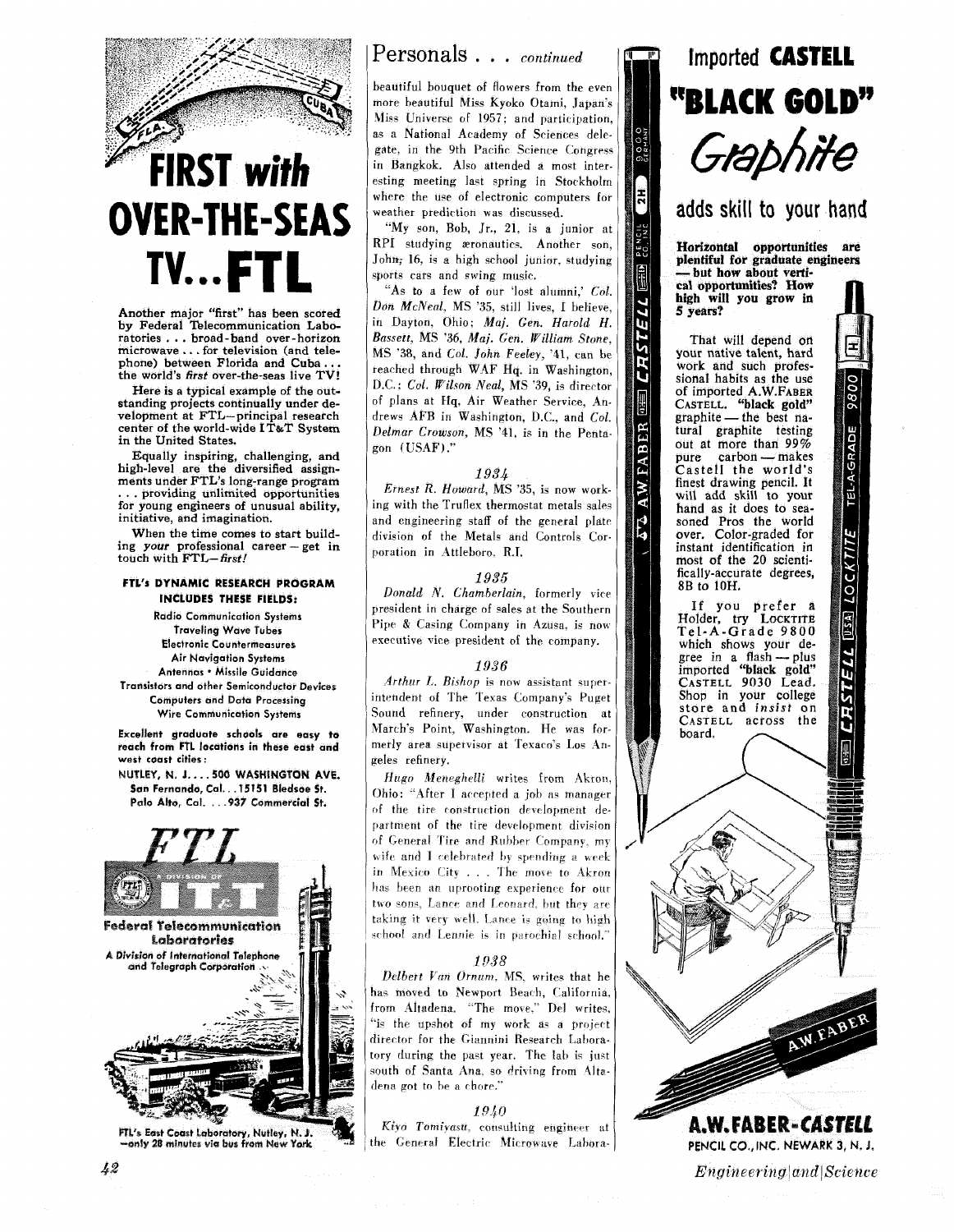# FIRST with OVER-THE-SEAS TV... FTL

Another major "first" has been scored by Federal Telecommunication Laboratories . . . broad-band over-horizon microwave . . . for television (and telephone) between Florida and Cuba . . . the world's *first* over-the-seas live TV!

Here is a typical example of the outstanding projects continually under development at FTL—principal research center of the world-wide IT&T System in the United States.

Equally inspiring, challenging, and high-level are the diversified assignments under FTL's long-range program . . . providing unlimited opportunities for young engineers of unusual ability, initiative, and imagination.

When the time comes to start building *your* professional career—get in touch with FTL—*first!*

**FTL's DYNAMIC RESEARCH PROGRAM INCLUDES THESE FIELDS:**

Radio Communication Systems
Traveling Wave Tubes
Electronic Countermeasures
Air Navigation Systems
Antennas • Missile Guidance
Transistors and other Semiconductor Devices
Computers and Data Processing
Wire Communication Systems

**Excellent graduate schools are easy to reach from FTL locations in these east and west coast cities:**

**NUTLEY, N. J. . . . 500 WASHINGTON AVE.**
**San Fernando, Cal. . . 15151 Bledsoe St.**
**Palo Alto, Cal. . . . 937 Commercial St.**

**FTL**

**Federal Telecommunication Laboratories**
A Division of International Telephone and Telegraph Corporation

FTL's East Coast Laboratory, Nutley, N. J. —only 28 minutes via bus from New York

## Personals . . . *continued*

beautiful bouquet of flowers from the even more beautiful Miss Kyoko Otami, Japan's Miss Universe of 1957; and participation, as a National Academy of Sciences delegate, in the 9th Pacific Science Congress in Bangkok. Also attended a most interesting meeting last spring in Stockholm where the use of electronic computers for weather prediction was discussed.

"My son, Bob, Jr., 21, is a junior at RPI studying æronautics. Another son, John, 16, is a high school junior, studying sports cars and swing music.

"As to a few of our 'lost alumni,' *Col. Don McNeal*, MS '35, still lives, I believe, in Dayton, Ohio; *Maj. Gen. Harold H. Bassett*, MS '36, *Maj. Gen. William Stone*, MS '38, and *Col. John Feeley*, '41, can be reached through WAF Hq. in Washington, D.C.; *Col. Wilson Neal*, MS '39, is director of plans at Hq. Air Weather Service, Andrews AFB in Washington, D.C., and *Col. Delmar Crowson*, MS '41, is in the Pentagon (USAF)."

### *1934*

*Ernest R. Howard*, MS '35, is now working with the Truflex thermostat metals sales and engineering staff of the general plate division of the Metals and Controls Corporation in Attleboro, R.I.

### *1935*

*Donald N. Chamberlain*, formerly vice president in charge of sales at the Southern Pipe & Casing Company in Azusa, is now executive vice president of the company.

### *1936*

*Arthur L. Bishop* is now assistant superintendent of The Texas Company's Puget Sound refinery, under construction at March's Point, Washington. He was formerly area supervisor at Texaco's Los Angeles refinery.

*Hugo Meneghelli* writes from Akron, Ohio: "After I accepted a job as manager of the tire construction development department of the tire development division of General Tire and Rubber Company, my wife and I celebrated by spending a week in Mexico City . . . The move to Akron has been an uprooting experience for our two sons, Lance and Leonard, but they are taking it very well. Lance is going to high school and Lennie is in parochial school."

### *1938*

*Delbert Van Ornum*, MS, writes that he has moved to Newport Beach, California, from Altadena. "The move," Del writes, "is the upshot of my work as a project director for the Giannini Research Laboratory during the past year. The lab is just south of Santa Ana, so driving from Altadena got to be a chore."

### *1940*

*Kiyo Tomiyasu*, consulting engineer at the General Electric Microwave Labora-

# Imported CASTELL "BLACK GOLD" *Graphite*

## adds skill to your hand

**Horizontal opportunities are plentiful for graduate engineers—but how about vertical opportunities? How high will you grow in 5 years?**

That will depend on your native talent, hard work and such professional habits as the use of imported A.W.FABER CASTELL. **"black gold"** graphite—the best natural graphite testing out at more than 99% pure carbon—makes Castell the world's finest drawing pencil. It will add skill to your hand as it does to seasoned Pros the world over. Color-graded for instant identification in most of the 20 scientifically-accurate degrees, 8B to 10H.

If you prefer a Holder, try LOCKTITE Tel-A-Grade 9800 which shows your degree in a flash—plus imported **"black gold"** CASTELL 9030 Lead. Shop in your college store and *insist* on CASTELL across the board.

**A.W.FABER-CASTELL**
PENCIL CO., INC. NEWARK 3, N. J.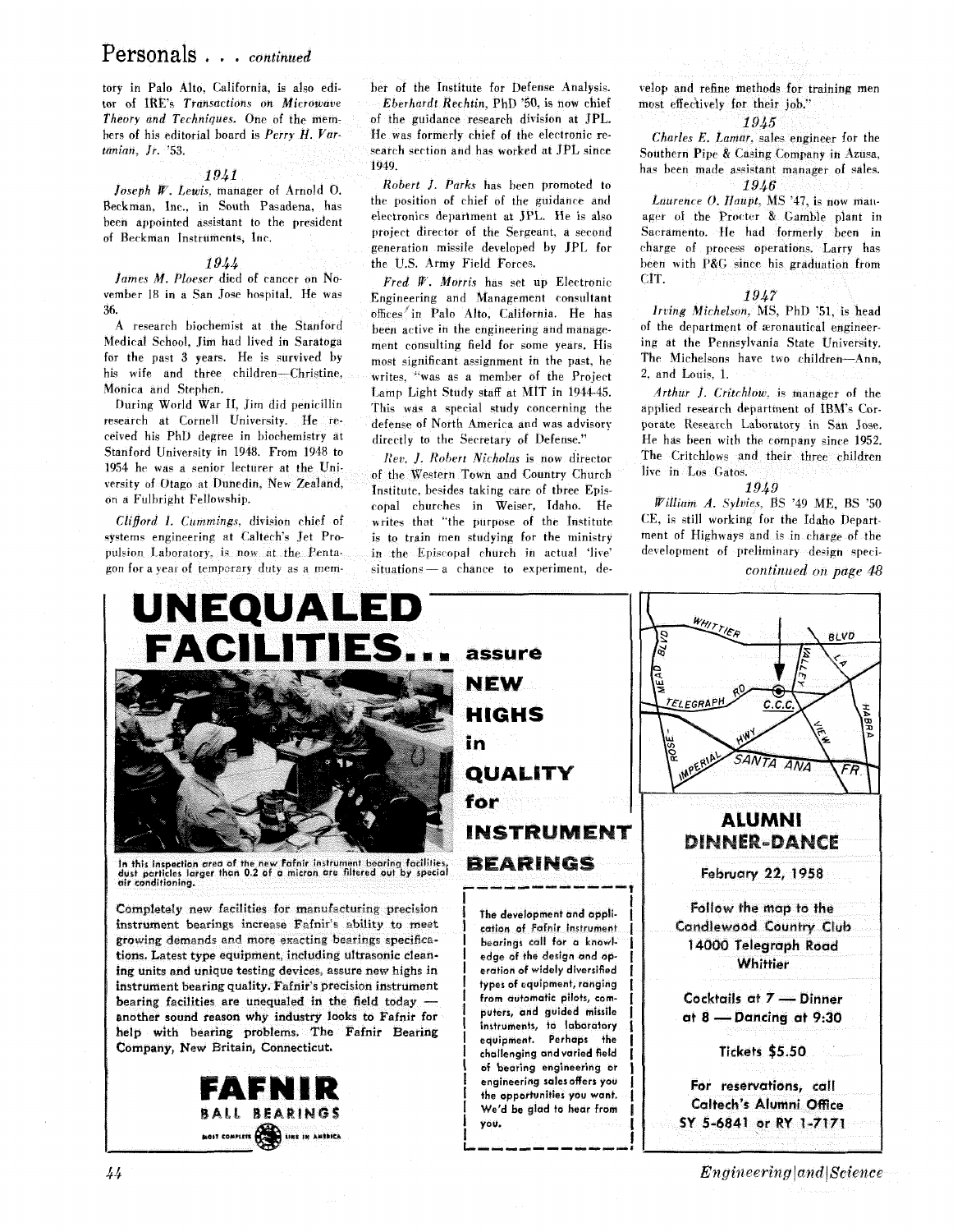## Personals . . . *continued*

tory in Palo Alto, California, is also editor of IRE's *Transactions on Microwave Theory and Techniques.* One of the members of his editorial board is *Perry H. Vartanian, Jr.* '53.

### *1941*

*Joseph W. Lewis,* manager of Arnold O. Beckman, Inc., in South Pasadena, has been appointed assistant to the president of Beckman Instruments, Inc.

### *1944*

*James M. Ploeser* died of cancer on November 18 in a San Jose hospital. He was 36.

A research biochemist at the Stanford Medical School, Jim had lived in Saratoga for the past 3 years. He is survived by his wife and three children—Christine, Monica and Stephen.

During World War II, Jim did penicillin research at Cornell University. He received his PhD degree in biochemistry at Stanford University in 1948. From 1948 to 1954 he was a senior lecturer at the University of Otago at Dunedin, New Zealand, on a Fulbright Fellowship.

*Clifford I. Cummings,* division chief of systems engineering at Caltech's Jet Propulsion Laboratory, is now at the Pentagon for a year of temporary duty as a member of the Institute for Defense Analysis.

*Eberhardt Rechtin,* PhD '50, is now chief of the guidance research division at JPL. He was formerly chief of the electronic research section and has worked at JPL since 1949.

*Robert J. Parks* has been promoted to the position of chief of the guidance and electronics department at JPL. He is also project director of the Sergeant, a second generation missile developed by JPL for the U.S. Army Field Forces.

*Fred W. Morris* has set up Electronic Engineering and Management consultant offices in Palo Alto, California. He has been active in the engineering and management consulting field for some years. His most significant assignment in the past, he writes, "was as a member of the Project Lamp Light Study staff at MIT in 1944-45. This was a special study concerning the defense of North America and was advisory directly to the Secretary of Defense."

*Rev. J. Robert Nicholas* is now director of the Western Town and Country Church Institute, besides taking care of three Episcopal churches in Weiser, Idaho. He writes that "the purpose of the Institute is to train men studying for the ministry in the Episcopal church in actual 'live' situations — a chance to experiment, develop and refine methods for training men most effectively for their job."

### *1945*

*Charles E. Lamar,* sales engineer for the Southern Pipe & Casing Company in Azusa, has been made assistant manager of sales.

### *1946*

*Laurence O. Haupt,* MS '47, is now manager of the Procter & Gamble plant in Sacramento. He had formerly been in charge of process operations. Larry has been with P&G since his graduation from CIT.

### *1947*

*Irving Michelson,* MS, PhD '51, is head of the department of æronautical engineering at the Pennsylvania State University. The Michelsons have two children—Ann, 2, and Louis, 1.

*Arthur J. Critchlow,* is manager of the applied research department of IBM's Corporate Research Laboratory in San Jose. He has been with the company since 1952. The Critchlows and their three children live in Los Gatos.

### *1949*

*William A. Sylvies,* BS '49 ME, BS '50 CE, is still working for the Idaho Department of Highways and is in charge of the development of preliminary design speci-

*continued on page 48*

---

# UNEQUALED FACILITIES... assure NEW HIGHS in QUALITY for INSTRUMENT BEARINGS

In this inspection area of the new Fafnir instrument bearing facilities, dust particles larger than 0.2 of a micron are filtered out by special air conditioning.

Completely new facilities for manufacturing precision instrument bearings increase Fafnir's ability to meet growing demands and more exacting bearings specifications. Latest type equipment, including ultrasonic cleaning units and unique testing devices, assure new highs in instrument bearing quality. Fafnir's precision instrument bearing facilities are unequaled in the field today — another sound reason why industry looks to Fafnir for help with bearing problems. The Fafnir Bearing Company, New Britain, Connecticut.

The development and application of Fafnir instrument bearings call for a knowledge of the design and operation of widely diversified types of equipment, ranging from automatic pilots, computers, and guided missile instruments, to laboratory equipment. Perhaps the challenging and varied field of bearing engineering or engineering sales offers you the opportunities you want. We'd be glad to hear from you.

**FAFNIR**
**BALL BEARINGS**
MOST COMPLETE LINE IN AMERICA

---

## ALUMNI DINNER-DANCE

February 22, 1958

Follow the map to the Candlewood Country Club
14000 Telegraph Road
Whittier

Cocktails at 7 — Dinner at 8 — Dancing at 9:30

Tickets $5.50

For reservations, call Caltech's Alumni Office
SY 5-6841 or RY 1-7171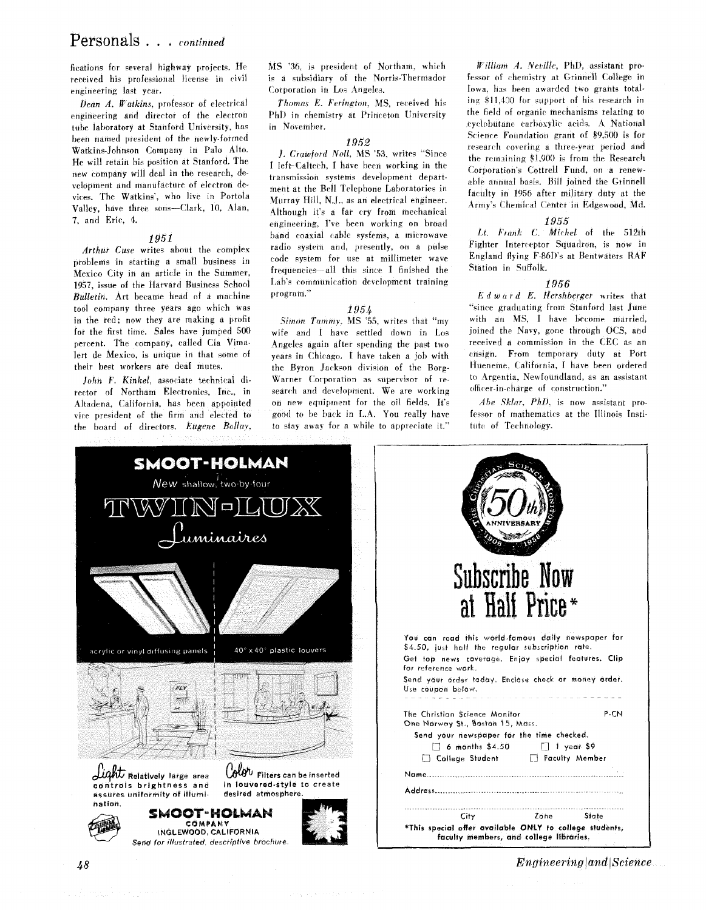## Personals . . . *continued*

fications for several highway projects. He received his professional license in civil engineering last year.

*Dean A. Watkins*, professor of electrical engineering and director of the electron tube laboratory at Stanford University, has been named president of the newly-formed Watkins-Johnson Company in Palo Alto. He will retain his position at Stanford. The new company will deal in the research, development and manufacture of electron devices. The Watkins', who live in Portola Valley, have three sons—Clark, 10, Alan, 7, and Eric, 4.

### 1951

*Arthur Cuse* writes about the complex problems in starting a small business in Mexico City in an article in the Summer, 1957, issue of the Harvard Business School *Bulletin*. Art became head of a machine tool company three years ago which was in the red; now they are making a profit for the first time. Sales have jumped 500 percent. The company, called Cia Vimalert de Mexico, is unique in that some of their best workers are deaf mutes.

*John F. Kinkel*, associate technical director of Northam Electronics, Inc., in Altadena, California, has been appointed vice president of the firm and elected to the board of directors. *Eugene Bollay*, MS '36, is president of Northam, which is a subsidiary of the Norris-Thermador Corporation in Los Angeles.

*Thomas E. Ferington*, MS, received his PhD in chemistry at Princeton University in November.

### 1952

*J. Crawford Noll*, MS '53, writes "Since I left Caltech, I have been working in the transmission systems development department at the Bell Telephone Laboratories in Murray Hill, N.J., as an electrical engineer. Although it's a far cry from mechanical engineering, I've been working on broad band coaxial cable systems, a microwave radio system and, presently, on a pulse code system for use at millimeter wave frequencies—all this since I finished the Lab's communication development training program."

### 1954

*Simon Tammy*, MS '55, writes that "my wife and I have settled down in Los Angeles again after spending the past two years in Chicago. I have taken a job with the Byron Jackson division of the Borg-Warner Corporation as supervisor of research and development. We are working on new equipment for the oil fields. It's good to be back in L.A. You really have to stay away for a while to appreciate it."

*William A. Neville*, PhD, assistant professor of chemistry at Grinnell College in Iowa, has been awarded two grants totaling $11,400 for support of his research in the field of organic mechanisms relating to cyclobutane carboxylic acids. A National Science Foundation grant of $9,500 is for research covering a three-year period and the remaining $1,900 is from the Research Corporation's Cottrell Fund, on a renewable annual basis. Bill joined the Grinnell faculty in 1956 after military duty at the Army's Chemical Center in Edgewood, Md.

### 1955

*Lt. Frank C. Michel* of the 512th Fighter Interceptor Squadron, is now in England flying F-86D's at Bentwaters RAF Station in Suffolk.

### 1956

*Edward E. Hershberger* writes that "since graduating from Stanford last June with an MS, I have become married, joined the Navy, gone through OCS, and received a commission in the CEC as an ensign. From temporary duty at Port Hueneme, California, I have been ordered to Argentia, Newfoundland, as an assistant officer-in-charge of construction."

*Abe Sklar, PhD*, is now assistant professor of mathematics at the Illinois Institute of Technology.

---

**SMOOT-HOLMAN**

*New* shallow, two-by-four

**TWIN-LUX**

*Luminaires*

acrylic or vinyl diffusing panels | 40° x 40° plastic louvers

**Light** Relatively large area controls brightness and assures uniformity of illumination.

**Color** Filters can be inserted in louvered-style to create desired atmosphere.

**SMOOT-HOLMAN COMPANY**
INGLEWOOD, CALIFORNIA

*Send for illustrated, descriptive brochure*

---

The Christian Science Monitor — 50th Anniversary — 1908 · 1958

# Subscribe Now at Half Price*

You can read this world-famous daily newspaper for $4.50, just half the regular subscription rate.

Get top news coverage. Enjoy special features. Clip for reference work.

Send your order today. Enclose check or money order. Use coupon below.

The Christian Science Monitor — P-CN
One Norway St., Boston 15, Mass.

Send your newspaper for the time checked.

- ☐ 6 months $4.50 ☐ 1 year $9
- ☐ College Student ☐ Faculty Member

Name..........

Address..........

City Zone State

*This special offer available ONLY to college students, faculty members, and college libraries.